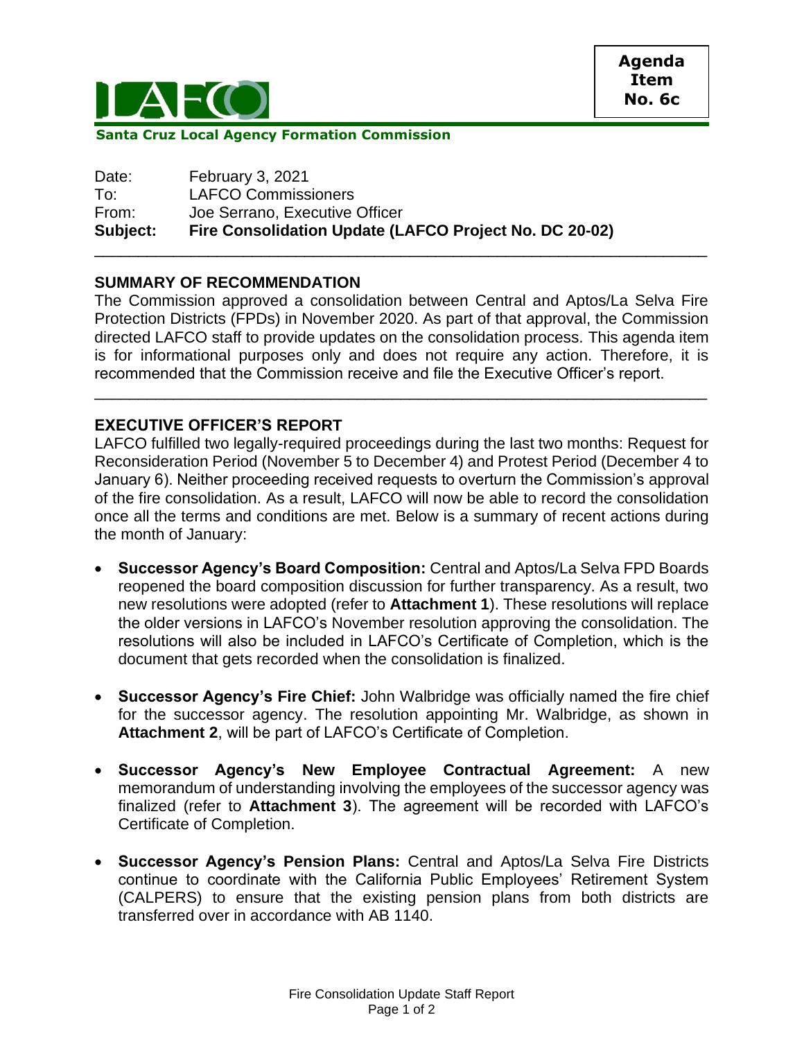**Agenda Item No. 6c**

**Santa Cruz Local Agency Formation Commission**

Date: February 3, 2021
To: LAFCO Commissioners
From: Joe Serrano, Executive Officer
**Subject: Fire Consolidation Update (LAFCO Project No. DC 20-02)**

---

## SUMMARY OF RECOMMENDATION

The Commission approved a consolidation between Central and Aptos/La Selva Fire Protection Districts (FPDs) in November 2020. As part of that approval, the Commission directed LAFCO staff to provide updates on the consolidation process. This agenda item is for informational purposes only and does not require any action. Therefore, it is recommended that the Commission receive and file the Executive Officer's report.

---

## EXECUTIVE OFFICER'S REPORT

LAFCO fulfilled two legally-required proceedings during the last two months: Request for Reconsideration Period (November 5 to December 4) and Protest Period (December 4 to January 6). Neither proceeding received requests to overturn the Commission's approval of the fire consolidation. As a result, LAFCO will now be able to record the consolidation once all the terms and conditions are met. Below is a summary of recent actions during the month of January:

- **Successor Agency's Board Composition:** Central and Aptos/La Selva FPD Boards reopened the board composition discussion for further transparency. As a result, two new resolutions were adopted (refer to **Attachment 1**). These resolutions will replace the older versions in LAFCO's November resolution approving the consolidation. The resolutions will also be included in LAFCO's Certificate of Completion, which is the document that gets recorded when the consolidation is finalized.

- **Successor Agency's Fire Chief:** John Walbridge was officially named the fire chief for the successor agency. The resolution appointing Mr. Walbridge, as shown in **Attachment 2**, will be part of LAFCO's Certificate of Completion.

- **Successor Agency's New Employee Contractual Agreement:** A new memorandum of understanding involving the employees of the successor agency was finalized (refer to **Attachment 3**). The agreement will be recorded with LAFCO's Certificate of Completion.

- **Successor Agency's Pension Plans:** Central and Aptos/La Selva Fire Districts continue to coordinate with the California Public Employees' Retirement System (CALPERS) to ensure that the existing pension plans from both districts are transferred over in accordance with AB 1140.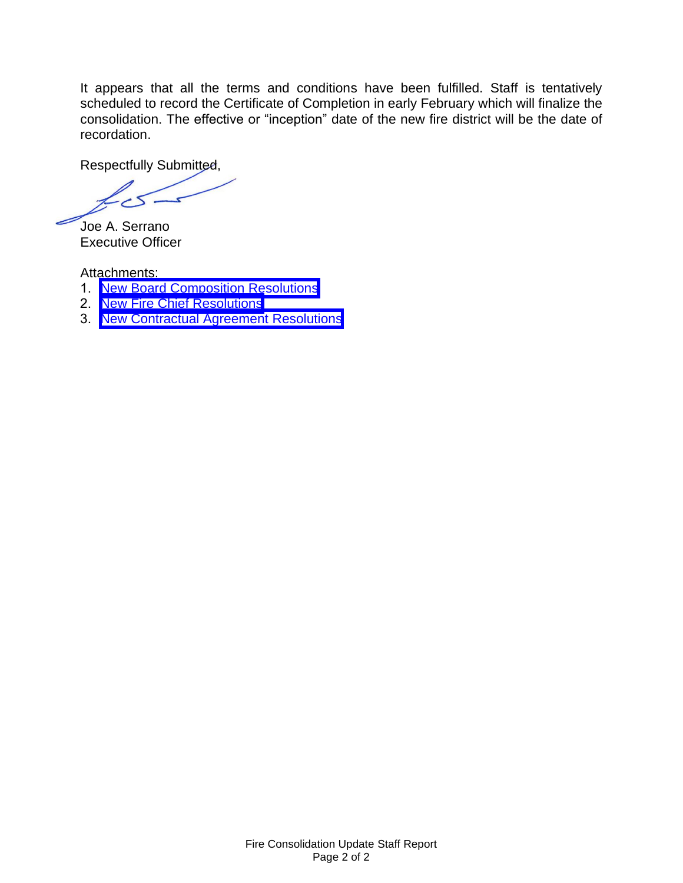It appears that all the terms and conditions have been fulfilled. Staff is tentatively scheduled to record the Certificate of Completion in early February which will finalize the consolidation. The effective or "inception" date of the new fire district will be the date of recordation.

Respectfully Submitted,

Joe A. Serrano
Executive Officer

Attachments:

1. New Board Composition Resolutions
2. New Fire Chief Resolutions
3. New Contractual Agreement Resolutions